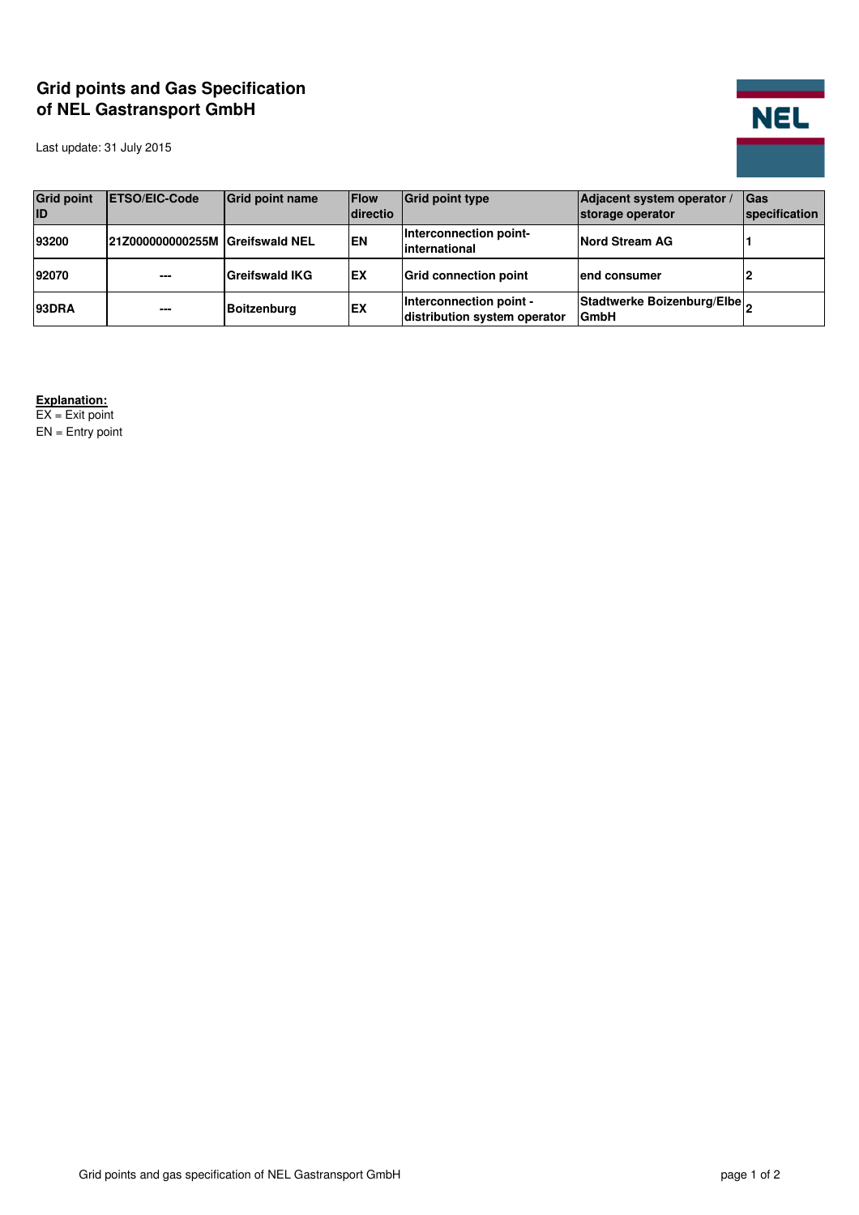# Grid points and Gas Specification of NEL Gastransport GmbH

Last update: 31 July 2015

| Grid point ID | ETSO/EIC-Code | Grid point name | Flow directio | Grid point type | Adjacent system operator / storage operator | Gas specification |
|---|---|---|---|---|---|---|
| 93200 | 21Z000000000255M | Greifswald NEL | EN | Interconnection point-international | Nord Stream AG | 1 |
| 92070 | --- | Greifswald IKG | EX | Grid connection point | end consumer | 2 |
| 93DRA | --- | Boitzenburg | EX | Interconnection point - distribution system operator | Stadtwerke Boizenburg/Elbe GmbH | 2 |

**Explanation:**

EX = Exit point

EN = Entry point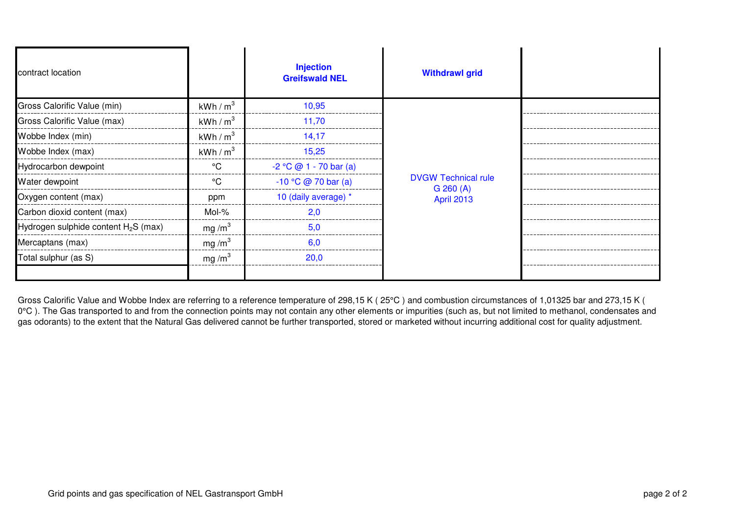| contract location | | Injection Greifswald NEL | Withdrawl grid | |
|---|---|---|---|---|
| Gross Calorific Value (min) | kWh / $m^3$ | 10,95 | DVGW Technical rule G 260 (A) April 2013 | |
| Gross Calorific Value (max) | kWh / $m^3$ | 11,70 | | |
| Wobbe Index (min) | kWh / $m^3$ | 14,17 | | |
| Wobbe Index (max) | kWh / $m^3$ | 15,25 | | |
| Hydrocarbon dewpoint | °C | -2 °C @ 1 - 70 bar (a) | | |
| Water dewpoint | °C | -10 °C @ 70 bar (a) | | |
| Oxygen content (max) | ppm | 10 (daily average) * | | |
| Carbon dioxid content (max) | Mol-% | 2,0 | | |
| Hydrogen sulphide content $H_2S$ (max) | mg /$m^3$ | 5,0 | | |
| Mercaptans (max) | mg /$m^3$ | 6,0 | | |
| Total sulphur (as S) | mg /$m^3$ | 20,0 | | |
| | | | | |

Gross Calorific Value and Wobbe Index are referring to a reference temperature of 298,15 K ( 25°C ) and combustion circumstances of 1,01325 bar and 273,15 K ( 0°C ). The Gas transported to and from the connection points may not contain any other elements or impurities (such as, but not limited to methanol, condensates and gas odorants) to the extent that the Natural Gas delivered cannot be further transported, stored or marketed without incurring additional cost for quality adjustment.